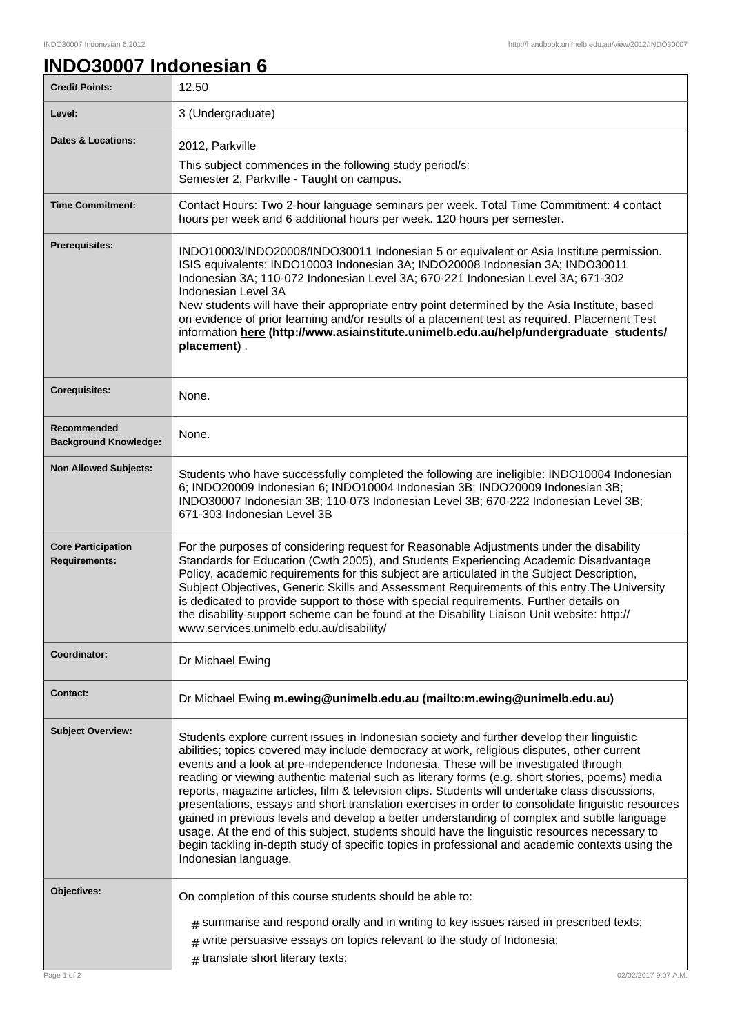# INDO30007 Indonesian 6

| | |
|---|---|
| **Credit Points:** | 12.50 |
| **Level:** | 3 (Undergraduate) |
| **Dates & Locations:** | 2012, Parkville<br>This subject commences in the following study period/s:<br>Semester 2, Parkville - Taught on campus. |
| **Time Commitment:** | Contact Hours: Two 2-hour language seminars per week. Total Time Commitment: 4 contact hours per week and 6 additional hours per week. 120 hours per semester. |
| **Prerequisites:** | INDO10003/INDO20008/INDO30011 Indonesian 5 or equivalent or Asia Institute permission. ISIS equivalents: INDO10003 Indonesian 3A; INDO20008 Indonesian 3A; INDO30011 Indonesian 3A; 110-072 Indonesian Level 3A; 670-221 Indonesian Level 3A; 671-302 Indonesian Level 3A<br>New students will have their appropriate entry point determined by the Asia Institute, based on evidence of prior learning and/or results of a placement test as required. Placement Test information **here (http://www.asiainstitute.unimelb.edu.au/help/undergraduate_students/placement)** . |
| **Corequisites:** | None. |
| **Recommended Background Knowledge:** | None. |
| **Non Allowed Subjects:** | Students who have successfully completed the following are ineligible: INDO10004 Indonesian 6; INDO20009 Indonesian 6; INDO10004 Indonesian 3B; INDO20009 Indonesian 3B; INDO30007 Indonesian 3B; 110-073 Indonesian Level 3B; 670-222 Indonesian Level 3B; 671-303 Indonesian Level 3B |
| **Core Participation Requirements:** | For the purposes of considering request for Reasonable Adjustments under the disability Standards for Education (Cwth 2005), and Students Experiencing Academic Disadvantage Policy, academic requirements for this subject are articulated in the Subject Description, Subject Objectives, Generic Skills and Assessment Requirements of this entry.The University is dedicated to provide support to those with special requirements. Further details on the disability support scheme can be found at the Disability Liaison Unit website: http://www.services.unimelb.edu.au/disability/ |
| **Coordinator:** | Dr Michael Ewing |
| **Contact:** | Dr Michael Ewing **m.ewing@unimelb.edu.au (mailto:m.ewing@unimelb.edu.au)** |
| **Subject Overview:** | Students explore current issues in Indonesian society and further develop their linguistic abilities; topics covered may include democracy at work, religious disputes, other current events and a look at pre-independence Indonesia. These will be investigated through reading or viewing authentic material such as literary forms (e.g. short stories, poems) media reports, magazine articles, film & television clips. Students will undertake class discussions, presentations, essays and short translation exercises in order to consolidate linguistic resources gained in previous levels and develop a better understanding of complex and subtle language usage. At the end of this subject, students should have the linguistic resources necessary to begin tackling in-depth study of specific topics in professional and academic contexts using the Indonesian language. |
| **Objectives:** | On completion of this course students should be able to:<br># summarise and respond orally and in writing to key issues raised in prescribed texts;<br># write persuasive essays on topics relevant to the study of Indonesia;<br># translate short literary texts; |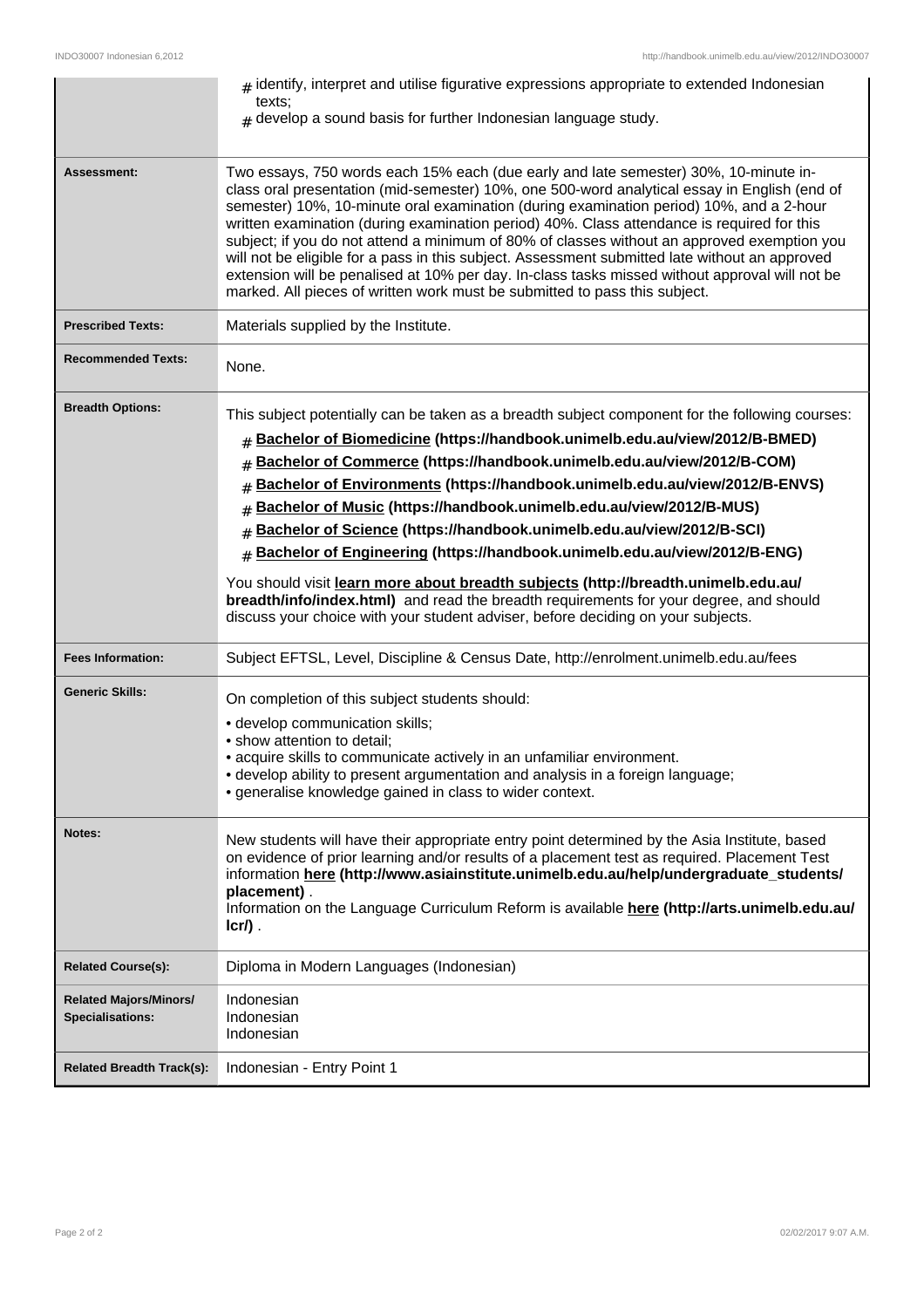| | |
|---|---|
| | # identify, interpret and utilise figurative expressions appropriate to extended Indonesian texts;<br># develop a sound basis for further Indonesian language study. |
| **Assessment:** | Two essays, 750 words each 15% each (due early and late semester) 30%, 10-minute in-class oral presentation (mid-semester) 10%, one 500-word analytical essay in English (end of semester) 10%, 10-minute oral examination (during examination period) 10%, and a 2-hour written examination (during examination period) 40%. Class attendance is required for this subject; if you do not attend a minimum of 80% of classes without an approved exemption you will not be eligible for a pass in this subject. Assessment submitted late without an approved extension will be penalised at 10% per day. In-class tasks missed without approval will not be marked. All pieces of written work must be submitted to pass this subject. |
| **Prescribed Texts:** | Materials supplied by the Institute. |
| **Recommended Texts:** | None. |
| **Breadth Options:** | This subject potentially can be taken as a breadth subject component for the following courses:<br># **Bachelor of Biomedicine (https://handbook.unimelb.edu.au/view/2012/B-BMED)**<br># **Bachelor of Commerce (https://handbook.unimelb.edu.au/view/2012/B-COM)**<br># **Bachelor of Environments (https://handbook.unimelb.edu.au/view/2012/B-ENVS)**<br># **Bachelor of Music (https://handbook.unimelb.edu.au/view/2012/B-MUS)**<br># **Bachelor of Science (https://handbook.unimelb.edu.au/view/2012/B-SCI)**<br># **Bachelor of Engineering (https://handbook.unimelb.edu.au/view/2012/B-ENG)**<br>You should visit **learn more about breadth subjects (http://breadth.unimelb.edu.au/breadth/info/index.html)** and read the breadth requirements for your degree, and should discuss your choice with your student adviser, before deciding on your subjects. |
| **Fees Information:** | Subject EFTSL, Level, Discipline & Census Date, http://enrolment.unimelb.edu.au/fees |
| **Generic Skills:** | On completion of this subject students should:<br>• develop communication skills;<br>• show attention to detail;<br>• acquire skills to communicate actively in an unfamiliar environment.<br>• develop ability to present argumentation and analysis in a foreign language;<br>• generalise knowledge gained in class to wider context. |
| **Notes:** | New students will have their appropriate entry point determined by the Asia Institute, based on evidence of prior learning and/or results of a placement test as required. Placement Test information **here (http://www.asiainstitute.unimelb.edu.au/help/undergraduate_students/placement)** .<br>Information on the Language Curriculum Reform is available **here (http://arts.unimelb.edu.au/lcr/)** . |
| **Related Course(s):** | Diploma in Modern Languages (Indonesian) |
| **Related Majors/Minors/ Specialisations:** | Indonesian<br>Indonesian<br>Indonesian |
| **Related Breadth Track(s):** | Indonesian - Entry Point 1 |